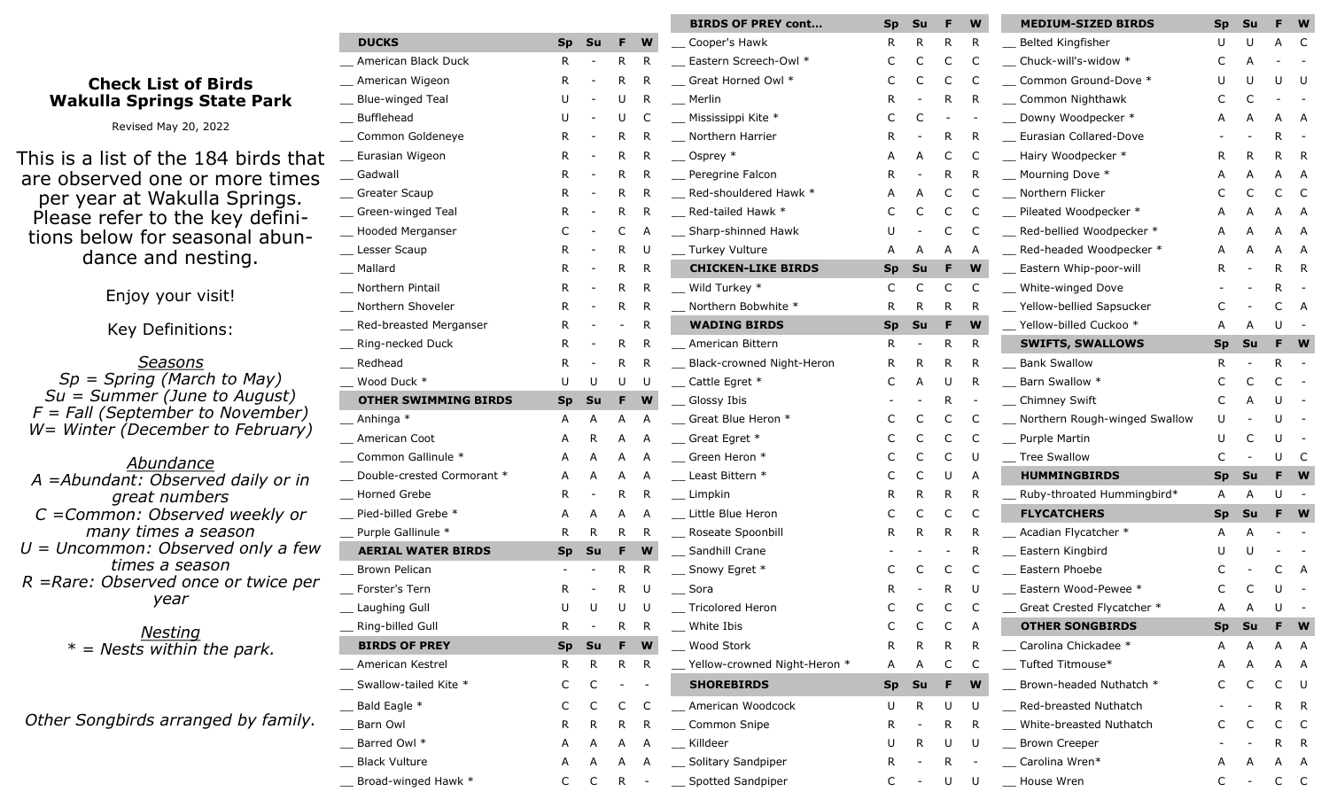## Check List of Birds Wakulla Springs State Park

Revised May 20, 2022

This is a list of the 184 birds that are observed one or more times per year at Wakulla Springs. Please refer to the key definitions below for seasonal abundance and nesting.

Enjoy your visit!

Key Definitions:

<u>Seasons</u>

*Sp = Spring (March to May)*
*Su = Summer (June to August)*
*F = Fall (September to November)*
*W= Winter (December to February)*

<u>Abundance</u>

*A =Abundant: Observed daily or in great numbers*
*C =Common: Observed weekly or many times a season*
*U = Uncommon: Observed only a few times a season*
*R =Rare: Observed once or twice per year*

<u>Nesting</u>

*\* = Nests within the park.*

*Other Songbirds arranged by family.*

| DUCKS | Sp | Su | F | W |
|---|---|---|---|---|
| __ American Black Duck | R | - | R | R |
| __ American Wigeon | R | - | R | R |
| __ Blue-winged Teal | U | - | U | R |
| __ Bufflehead | U | - | U | C |
| __ Common Goldeneye | R | - | R | R |
| __ Eurasian Wigeon | R | - | R | R |
| __ Gadwall | R | - | R | R |
| __ Greater Scaup | R | - | R | R |
| __ Green-winged Teal | R | - | R | R |
| __ Hooded Merganser | C | - | C | A |
| __ Lesser Scaup | R | - | R | U |
| __ Mallard | R | - | R | R |
| __ Northern Pintail | R | - | R | R |
| __ Northern Shoveler | R | - | R | R |
| __ Red-breasted Merganser | R | - | - | R |
| __ Ring-necked Duck | R | - | R | R |
| __ Redhead | R | - | R | R |
| __ Wood Duck * | U | U | U | U |
| **OTHER SWIMMING BIRDS** | **Sp** | **Su** | **F** | **W** |
| __ Anhinga * | A | A | A | A |
| __ American Coot | A | R | A | A |
| __ Common Gallinule * | A | A | A | A |
| __ Double-crested Cormorant * | A | A | A | A |
| __ Horned Grebe | R | - | R | R |
| __ Pied-billed Grebe * | A | A | A | A |
| __ Purple Gallinule * | R | R | R | R |
| **AERIAL WATER BIRDS** | **Sp** | **Su** | **F** | **W** |
| __ Brown Pelican | - | - | R | R |
| __ Forster's Tern | R | - | R | U |
| __ Laughing Gull | U | U | U | U |
| __ Ring-billed Gull | R | - | R | R |
| **BIRDS OF PREY** | **Sp** | **Su** | **F** | **W** |
| __ American Kestrel | R | R | R | R |
| __ Swallow-tailed Kite * | C | C | - | - |
| __ Bald Eagle * | C | C | C | C |
| __ Barn Owl | R | R | R | R |
| __ Barred Owl * | A | A | A | A |
| __ Black Vulture | A | A | A | A |
| __ Broad-winged Hawk * | C | C | R | - |

| BIRDS OF PREY cont... | Sp | Su | F | W |
|---|---|---|---|---|
| __ Cooper's Hawk | R | R | R | R |
| __ Eastern Screech-Owl * | C | C | C | C |
| __ Great Horned Owl * | C | C | C | C |
| __ Merlin | R | - | R | R |
| __ Mississippi Kite * | C | C | - | - |
| __ Northern Harrier | R | - | R | R |
| __ Osprey * | A | A | C | C |
| __ Peregrine Falcon | R | - | R | R |
| __ Red-shouldered Hawk * | A | A | C | C |
| __ Red-tailed Hawk * | C | C | C | C |
| __ Sharp-shinned Hawk | U | - | C | C |
| __ Turkey Vulture | A | A | A | A |
| **CHICKEN-LIKE BIRDS** | **Sp** | **Su** | **F** | **W** |
| __ Wild Turkey * | C | C | C | C |
| __ Northern Bobwhite * | R | R | R | R |
| **WADING BIRDS** | **Sp** | **Su** | **F** | **W** |
| __ American Bittern | R | - | R | R |
| __ Black-crowned Night-Heron | R | R | R | R |
| __ Cattle Egret * | C | A | U | R |
| __ Glossy Ibis | - | - | R | - |
| __ Great Blue Heron * | C | C | C | C |
| __ Great Egret * | C | C | C | C |
| __ Green Heron * | C | C | C | U |
| __ Least Bittern * | C | C | U | A |
| __ Limpkin | R | R | R | R |
| __ Little Blue Heron | C | C | C | C |
| __ Roseate Spoonbill | R | R | R | R |
| __ Sandhill Crane | - | - | - | R |
| __ Snowy Egret * | C | C | C | C |
| __ Sora | R | - | R | U |
| __ Tricolored Heron | C | C | C | C |
| __ White Ibis | C | C | C | A |
| __ Wood Stork | R | R | R | R |
| __ Yellow-crowned Night-Heron * | A | A | C | C |
| **SHOREBIRDS** | **Sp** | **Su** | **F** | **W** |
| __ American Woodcock | U | R | U | U |
| __ Common Snipe | R | - | R | R |
| __ Killdeer | U | R | U | U |
| __ Solitary Sandpiper | R | - | R | - |
| __ Spotted Sandpiper | C | - | U | U |

| MEDIUM-SIZED BIRDS | Sp | Su | F | W |
|---|---|---|---|---|
| __ Belted Kingfisher | U | U | A | C |
| __ Chuck-will's-widow * | C | A | - | - |
| __ Common Ground-Dove * | U | U | U | U |
| __ Common Nighthawk | C | C | - | - |
| __ Downy Woodpecker * | A | A | A | A |
| __ Eurasian Collared-Dove | - | - | R | - |
| __ Hairy Woodpecker * | R | R | R | R |
| __ Mourning Dove * | A | A | A | A |
| __ Northern Flicker | C | C | C | C |
| __ Pileated Woodpecker * | A | A | A | A |
| __ Red-bellied Woodpecker * | A | A | A | A |
| __ Red-headed Woodpecker * | A | A | A | A |
| __ Eastern Whip-poor-will | R | - | R | R |
| __ White-winged Dove | - | - | R | - |
| __ Yellow-bellied Sapsucker | C | - | C | A |
| __ Yellow-billed Cuckoo * | A | A | U | - |
| **SWIFTS, SWALLOWS** | **Sp** | **Su** | **F** | **W** |
| __ Bank Swallow | R | - | R | - |
| __ Barn Swallow * | C | C | C | - |
| __ Chimney Swift | C | A | U | - |
| __ Northern Rough-winged Swallow | U | - | U | - |
| __ Purple Martin | U | C | U | - |
| __ Tree Swallow | C | - | U | C |
| **HUMMINGBIRDS** | **Sp** | **Su** | **F** | **W** |
| __ Ruby-throated Hummingbird* | A | A | U | - |
| **FLYCATCHERS** | **Sp** | **Su** | **F** | **W** |
| __ Acadian Flycatcher * | A | A | - | - |
| __ Eastern Kingbird | U | U | - | - |
| __ Eastern Phoebe | C | - | C | A |
| __ Eastern Wood-Pewee * | C | C | U | - |
| __ Great Crested Flycatcher * | A | A | U | - |
| **OTHER SONGBIRDS** | **Sp** | **Su** | **F** | **W** |
| __ Carolina Chickadee * | A | A | A | A |
| __ Tufted Titmouse* | A | A | A | A |
| __ Brown-headed Nuthatch * | C | C | C | U |
| __ Red-breasted Nuthatch | - | - | R | R |
| __ White-breasted Nuthatch | C | C | C | C |
| __ Brown Creeper | - | - | R | R |
| __ Carolina Wren* | A | A | A | A |
| __ House Wren | C | - | C | C |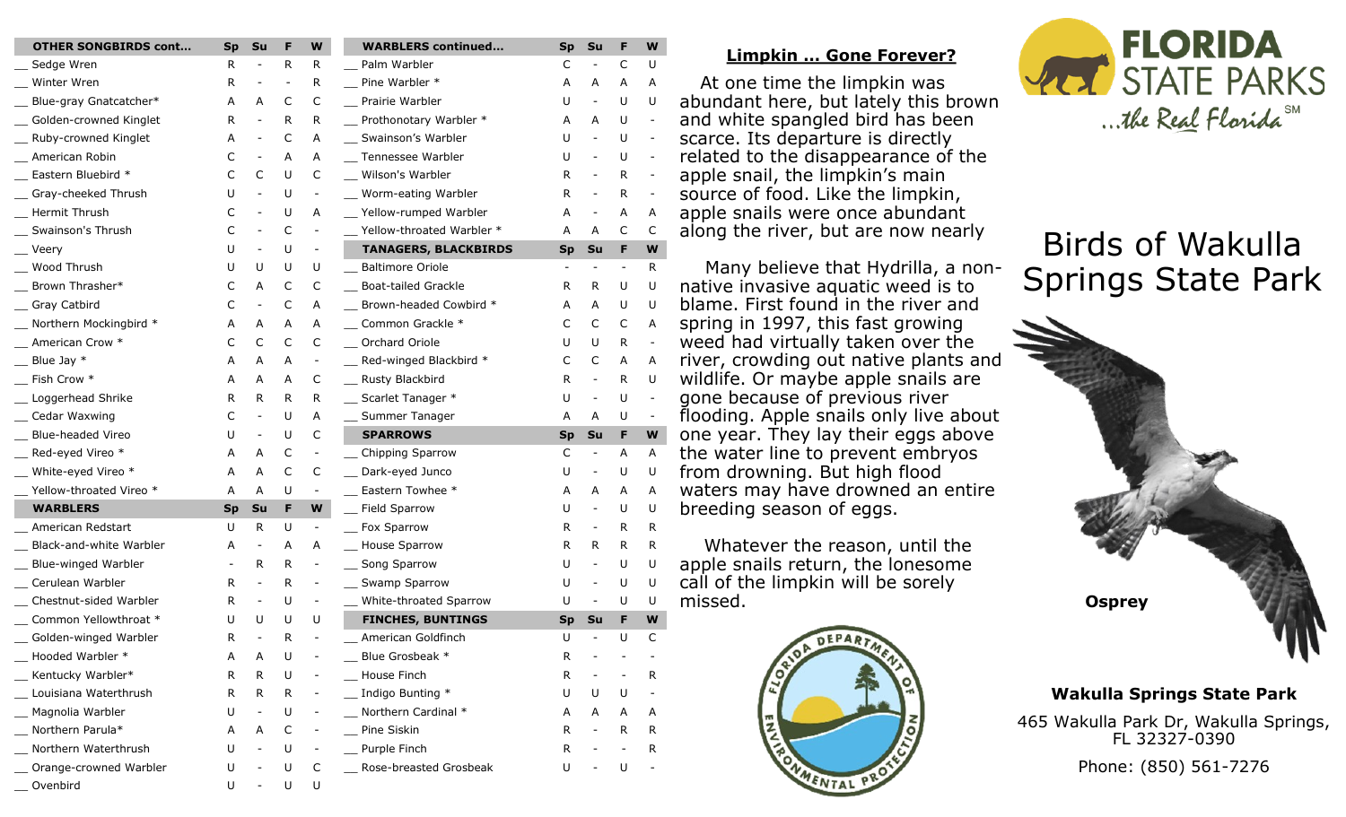| OTHER SONGBIRDS cont... | Sp | Su | F | W |
|---|---|---|---|---|
| __ Sedge Wren | R | - | R | R |
| __ Winter Wren | R | - | - | R |
| __ Blue-gray Gnatcatcher* | A | A | C | C |
| __ Golden-crowned Kinglet | R | - | R | R |
| __ Ruby-crowned Kinglet | A | - | C | A |
| __ American Robin | C | - | A | A |
| __ Eastern Bluebird * | C | C | U | C |
| __ Gray-cheeked Thrush | U | - | U | - |
| __ Hermit Thrush | C | - | U | A |
| __ Swainson's Thrush | C | - | C | - |
| __ Veery | U | - | U | - |
| __ Wood Thrush | U | U | U | U |
| __ Brown Thrasher* | C | A | C | C |
| __ Gray Catbird | C | - | C | A |
| __ Northern Mockingbird * | A | A | A | A |
| __ American Crow * | C | C | C | C |
| __ Blue Jay * | A | A | A | - |
| __ Fish Crow * | A | A | A | C |
| __ Loggerhead Shrike | R | R | R | R |
| __ Cedar Waxwing | C | - | U | A |
| __ Blue-headed Vireo | U | - | U | C |
| __ Red-eyed Vireo * | A | A | C | - |
| __ White-eyed Vireo * | A | A | C | C |
| __ Yellow-throated Vireo * | A | A | U | - |
| **WARBLERS** | **Sp** | **Su** | **F** | **W** |
| __ American Redstart | U | R | U | - |
| __ Black-and-white Warbler | A | - | A | A |
| __ Blue-winged Warbler | - | R | R | - |
| __ Cerulean Warbler | R | - | R | - |
| __ Chestnut-sided Warbler | R | - | U | - |
| __ Common Yellowthroat * | U | U | U | U |
| __ Golden-winged Warbler | R | - | R | - |
| __ Hooded Warbler * | A | A | U | - |
| __ Kentucky Warbler* | R | R | U | - |
| __ Louisiana Waterthrush | R | R | R | - |
| __ Magnolia Warbler | U | - | U | - |
| __ Northern Parula* | A | A | C | - |
| __ Northern Waterthrush | U | - | U | - |
| __ Orange-crowned Warbler | U | - | U | C |
| __ Ovenbird | U | - | U | U |

| WARBLERS continued... | Sp | Su | F | W |
|---|---|---|---|---|
| __ Palm Warbler | C | - | C | U |
| __ Pine Warbler * | A | A | A | A |
| __ Prairie Warbler | U | - | U | U |
| __ Prothonotary Warbler * | A | A | U | - |
| __ Swainson's Warbler | U | - | U | - |
| __ Tennessee Warbler | U | - | U | - |
| __ Wilson's Warbler | R | - | R | - |
| __ Worm-eating Warbler | R | - | R | - |
| __ Yellow-rumped Warbler | A | - | A | A |
| __ Yellow-throated Warbler * | A | A | C | C |
| **TANAGERS, BLACKBIRDS** | **Sp** | **Su** | **F** | **W** |
| __ Baltimore Oriole | - | - | - | R |
| __ Boat-tailed Grackle | R | R | U | U |
| __ Brown-headed Cowbird * | A | A | U | U |
| __ Common Grackle * | C | C | C | A |
| __ Orchard Oriole | U | U | R | - |
| __ Red-winged Blackbird * | C | C | A | A |
| __ Rusty Blackbird | R | - | R | U |
| __ Scarlet Tanager * | U | - | U | - |
| __ Summer Tanager | A | A | U | - |
| **SPARROWS** | **Sp** | **Su** | **F** | **W** |
| __ Chipping Sparrow | C | - | A | A |
| __ Dark-eyed Junco | U | - | U | U |
| __ Eastern Towhee * | A | A | A | A |
| __ Field Sparrow | U | - | U | U |
| __ Fox Sparrow | R | - | R | R |
| __ House Sparrow | R | R | R | R |
| __ Song Sparrow | U | - | U | U |
| __ Swamp Sparrow | U | - | U | U |
| __ White-throated Sparrow | U | - | U | U |
| **FINCHES, BUNTINGS** | **Sp** | **Su** | **F** | **W** |
| __ American Goldfinch | U | - | U | C |
| __ Blue Grosbeak * | R | - | - | - |
| __ House Finch | R | - | - | R |
| __ Indigo Bunting * | U | U | U | - |
| __ Northern Cardinal * | A | A | A | A |
| __ Pine Siskin | R | - | R | R |
| __ Purple Finch | R | - | - | R |
| __ Rose-breasted Grosbeak | U | - | U | - |

## Limpkin ... Gone Forever?

At one time the limpkin was abundant here, but lately this brown and white spangled bird has been scarce. Its departure is directly related to the disappearance of the apple snail, the limpkin's main source of food. Like the limpkin, apple snails were once abundant along the river, but are now nearly

Many believe that Hydrilla, a non-native invasive aquatic weed is to blame. First found in the river and spring in 1997, this fast growing weed had virtually taken over the river, crowding out native plants and wildlife. Or maybe apple snails are gone because of previous river flooding. Apple snails only live about one year. They lay their eggs above the water line to prevent embryos from drowning. But high flood waters may have drowned an entire breeding season of eggs.

Whatever the reason, until the apple snails return, the lonesome call of the limpkin will be sorely missed.

FLORIDA DEPARTMENT OF ENVIRONMENTAL PROTECTION

FLORIDA STATE PARKS ...the Real Florida SM

# Birds of Wakulla Springs State Park

**Osprey**

**Wakulla Springs State Park**

465 Wakulla Park Dr, Wakulla Springs, FL 32327-0390

Phone: (850) 561-7276